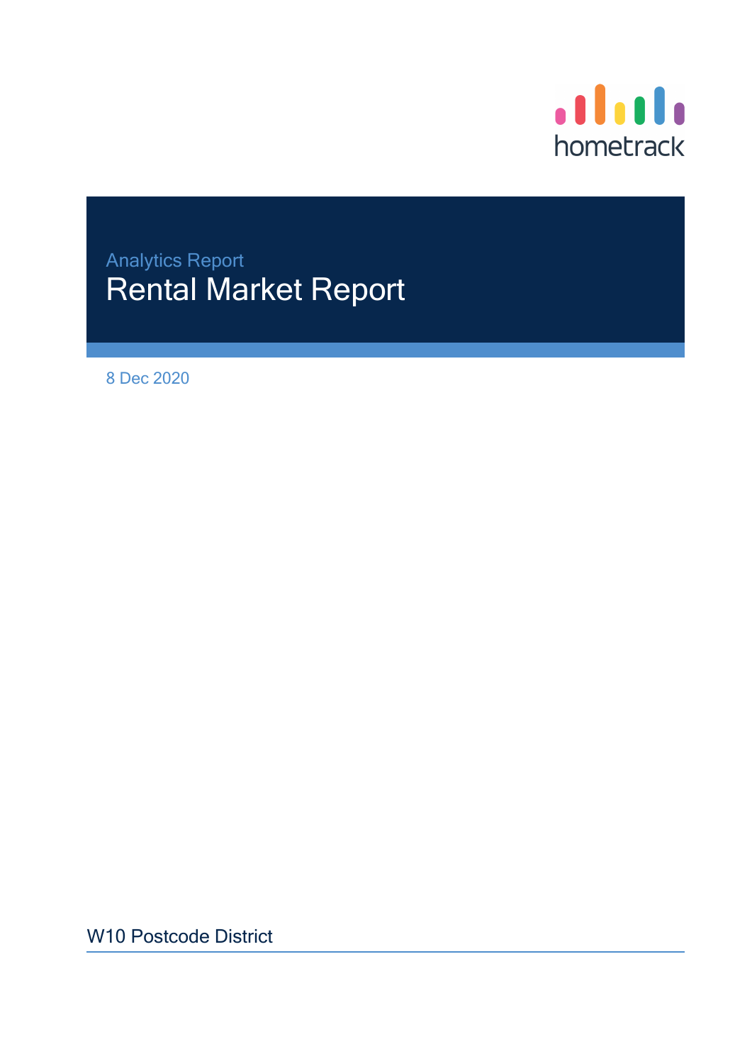hometrack

Analytics Report

# Rental Market Report

8 Dec 2020

W10 Postcode District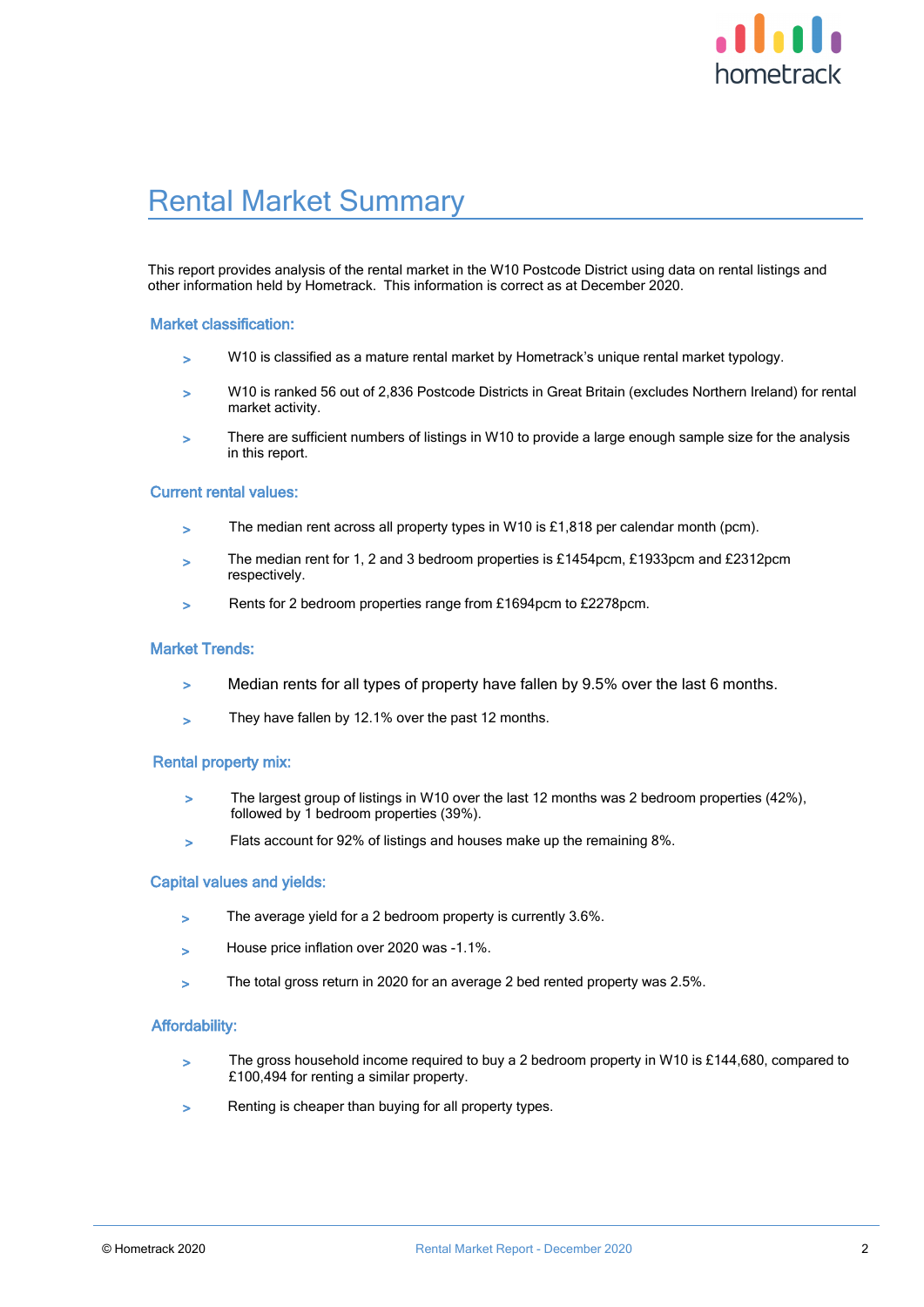# Rental Market Summary

This report provides analysis of the rental market in the W10 Postcode District using data on rental listings and other information held by Hometrack. This information is correct as at December 2020.

## Market classification:

- W10 is classified as a mature rental market by Hometrack's unique rental market typology.
- W10 is ranked 56 out of 2,836 Postcode Districts in Great Britain (excludes Northern Ireland) for rental market activity.
- There are sufficient numbers of listings in W10 to provide a large enough sample size for the analysis in this report.

## Current rental values:

- The median rent across all property types in W10 is £1,818 per calendar month (pcm).
- The median rent for 1, 2 and 3 bedroom properties is £1454pcm, £1933pcm and £2312pcm respectively.
- Rents for 2 bedroom properties range from £1694pcm to £2278pcm.

## Market Trends:

- Median rents for all types of property have fallen by 9.5% over the last 6 months.
- They have fallen by 12.1% over the past 12 months.

## Rental property mix:

- The largest group of listings in W10 over the last 12 months was 2 bedroom properties (42%), followed by 1 bedroom properties (39%).
- Flats account for 92% of listings and houses make up the remaining 8%.

## Capital values and yields:

- The average yield for a 2 bedroom property is currently 3.6%.
- House price inflation over 2020 was -1.1%.
- The total gross return in 2020 for an average 2 bed rented property was 2.5%.

## Affordability:

- The gross household income required to buy a 2 bedroom property in W10 is £144,680, compared to £100,494 for renting a similar property.
- Renting is cheaper than buying for all property types.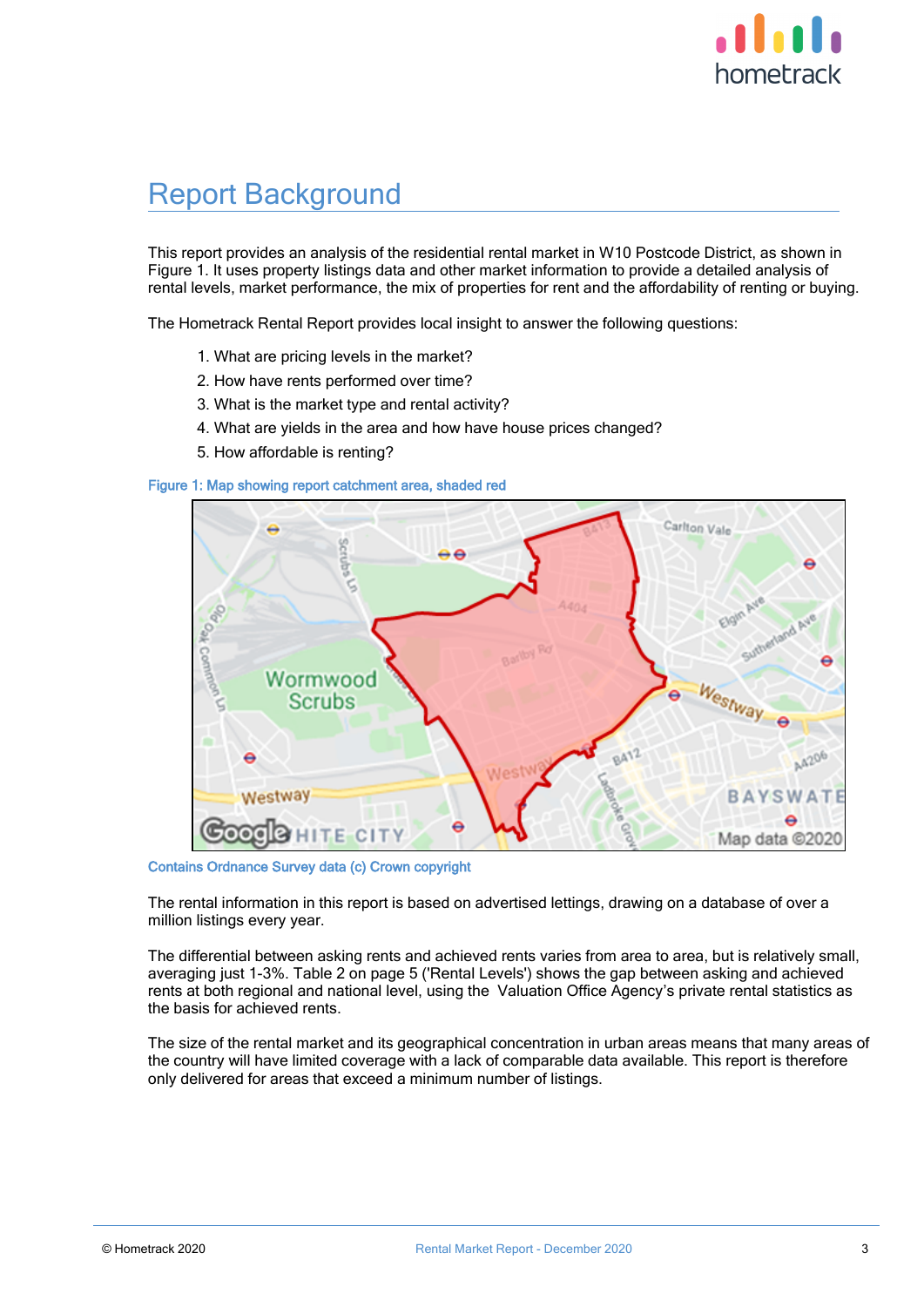# Report Background

This report provides an analysis of the residential rental market in W10 Postcode District, as shown in Figure 1. It uses property listings data and other market information to provide a detailed analysis of rental levels, market performance, the mix of properties for rent and the affordability of renting or buying.

The Hometrack Rental Report provides local insight to answer the following questions:

1. What are pricing levels in the market?
2. How have rents performed over time?
3. What is the market type and rental activity?
4. What are yields in the area and how have house prices changed?
5. How affordable is renting?

Figure 1: Map showing report catchment area, shaded red

Contains Ordnance Survey data (c) Crown copyright

The rental information in this report is based on advertised lettings, drawing on a database of over a million listings every year.

The differential between asking rents and achieved rents varies from area to area, but is relatively small, averaging just 1-3%. Table 2 on page 5 ('Rental Levels') shows the gap between asking and achieved rents at both regional and national level, using the Valuation Office Agency's private rental statistics as the basis for achieved rents.

The size of the rental market and its geographical concentration in urban areas means that many areas of the country will have limited coverage with a lack of comparable data available. This report is therefore only delivered for areas that exceed a minimum number of listings.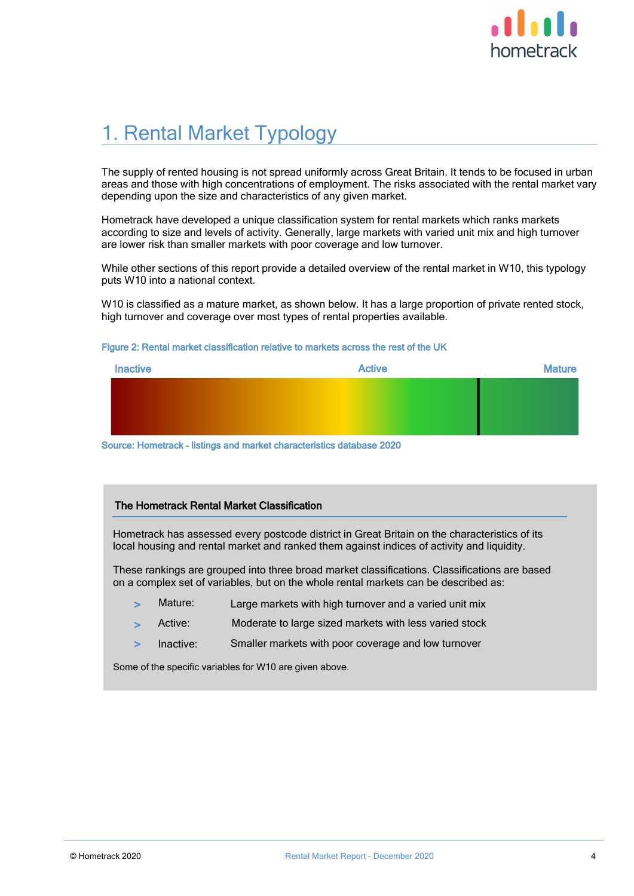# 1. Rental Market Typology

The supply of rented housing is not spread uniformly across Great Britain. It tends to be focused in urban areas and those with high concentrations of employment. The risks associated with the rental market vary depending upon the size and characteristics of any given market.

Hometrack have developed a unique classification system for rental markets which ranks markets according to size and levels of activity. Generally, large markets with varied unit mix and high turnover are lower risk than smaller markets with poor coverage and low turnover.

While other sections of this report provide a detailed overview of the rental market in W10, this typology puts W10 into a national context.

W10 is classified as a mature market, as shown below. It has a large proportion of private rented stock, high turnover and coverage over most types of rental properties available.

Figure 2: Rental market classification relative to markets across the rest of the UK

Inactive | Active | Mature

Source: Hometrack – listings and market characteristics database 2020

### The Hometrack Rental Market Classification

Hometrack has assessed every postcode district in Great Britain on the characteristics of its local housing and rental market and ranked them against indices of activity and liquidity.

These rankings are grouped into three broad market classifications. Classifications are based on a complex set of variables, but on the whole rental markets can be described as:

- Mature: Large markets with high turnover and a varied unit mix
- Active: Moderate to large sized markets with less varied stock
- Inactive: Smaller markets with poor coverage and low turnover

Some of the specific variables for W10 are given above.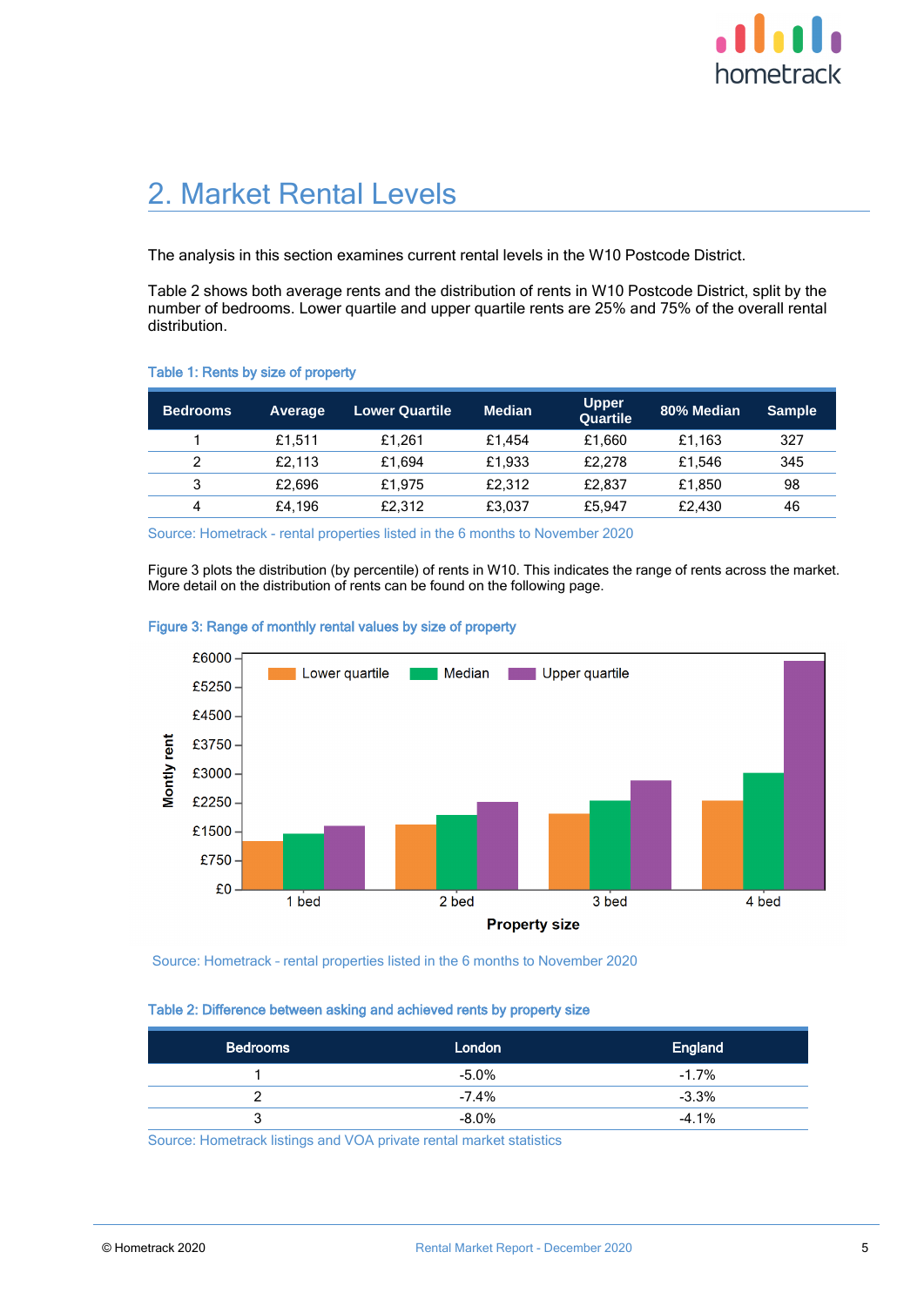# 2. Market Rental Levels

The analysis in this section examines current rental levels in the W10 Postcode District.

Table 2 shows both average rents and the distribution of rents in W10 Postcode District, split by the number of bedrooms. Lower quartile and upper quartile rents are 25% and 75% of the overall rental distribution.

Table 1: Rents by size of property

| Bedrooms | Average | Lower Quartile | Median | Upper Quartile | 80% Median | Sample |
|---|---|---|---|---|---|---|
| 1 | £1,511 | £1,261 | £1,454 | £1,660 | £1,163 | 327 |
| 2 | £2,113 | £1,694 | £1,933 | £2,278 | £1,546 | 345 |
| 3 | £2,696 | £1,975 | £2,312 | £2,837 | £1,850 | 98 |
| 4 | £4,196 | £2,312 | £3,037 | £5,947 | £2,430 | 46 |

Source: Hometrack - rental properties listed in the 6 months to November 2020

Figure 3 plots the distribution (by percentile) of rents in W10. This indicates the range of rents across the market. More detail on the distribution of rents can be found on the following page.

Figure 3: Range of monthly rental values by size of property

Source: Hometrack - rental properties listed in the 6 months to November 2020

Table 2: Difference between asking and achieved rents by property size

| Bedrooms | London | England |
|---|---|---|
| 1 | -5.0% | -1.7% |
| 2 | -7.4% | -3.3% |
| 3 | -8.0% | -4.1% |

Source: Hometrack listings and VOA private rental market statistics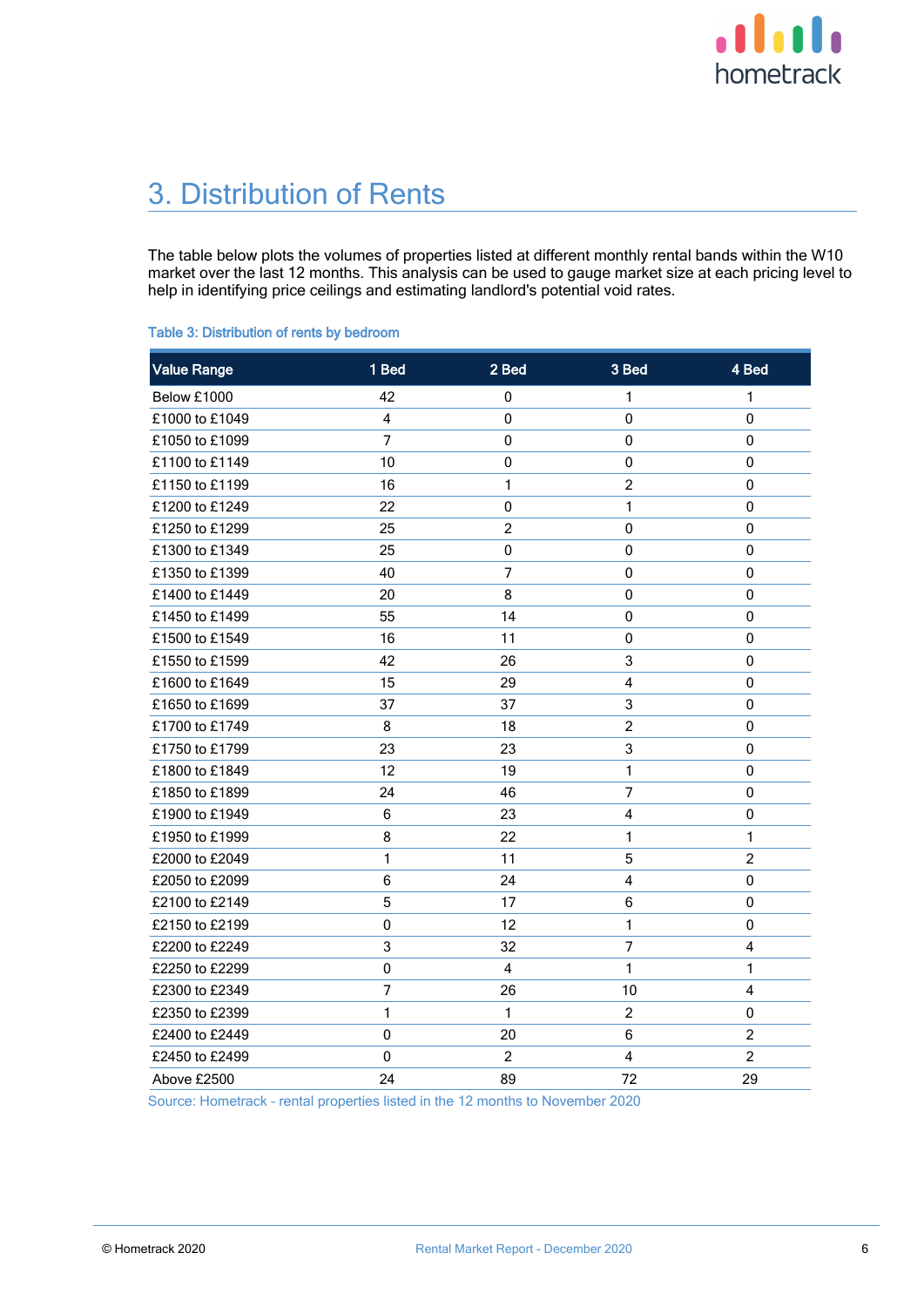# 3. Distribution of Rents

The table below plots the volumes of properties listed at different monthly rental bands within the W10 market over the last 12 months. This analysis can be used to gauge market size at each pricing level to help in identifying price ceilings and estimating landlord's potential void rates.

Table 3: Distribution of rents by bedroom

| Value Range | 1 Bed | 2 Bed | 3 Bed | 4 Bed |
|---|---|---|---|---|
| Below £1000 | 42 | 0 | 1 | 1 |
| £1000 to £1049 | 4 | 0 | 0 | 0 |
| £1050 to £1099 | 7 | 0 | 0 | 0 |
| £1100 to £1149 | 10 | 0 | 0 | 0 |
| £1150 to £1199 | 16 | 1 | 2 | 0 |
| £1200 to £1249 | 22 | 0 | 1 | 0 |
| £1250 to £1299 | 25 | 2 | 0 | 0 |
| £1300 to £1349 | 25 | 0 | 0 | 0 |
| £1350 to £1399 | 40 | 7 | 0 | 0 |
| £1400 to £1449 | 20 | 8 | 0 | 0 |
| £1450 to £1499 | 55 | 14 | 0 | 0 |
| £1500 to £1549 | 16 | 11 | 0 | 0 |
| £1550 to £1599 | 42 | 26 | 3 | 0 |
| £1600 to £1649 | 15 | 29 | 4 | 0 |
| £1650 to £1699 | 37 | 37 | 3 | 0 |
| £1700 to £1749 | 8 | 18 | 2 | 0 |
| £1750 to £1799 | 23 | 23 | 3 | 0 |
| £1800 to £1849 | 12 | 19 | 1 | 0 |
| £1850 to £1899 | 24 | 46 | 7 | 0 |
| £1900 to £1949 | 6 | 23 | 4 | 0 |
| £1950 to £1999 | 8 | 22 | 1 | 1 |
| £2000 to £2049 | 1 | 11 | 5 | 2 |
| £2050 to £2099 | 6 | 24 | 4 | 0 |
| £2100 to £2149 | 5 | 17 | 6 | 0 |
| £2150 to £2199 | 0 | 12 | 1 | 0 |
| £2200 to £2249 | 3 | 32 | 7 | 4 |
| £2250 to £2299 | 0 | 4 | 1 | 1 |
| £2300 to £2349 | 7 | 26 | 10 | 4 |
| £2350 to £2399 | 1 | 1 | 2 | 0 |
| £2400 to £2449 | 0 | 20 | 6 | 2 |
| £2450 to £2499 | 0 | 2 | 4 | 2 |
| Above £2500 | 24 | 89 | 72 | 29 |

Source: Hometrack - rental properties listed in the 12 months to November 2020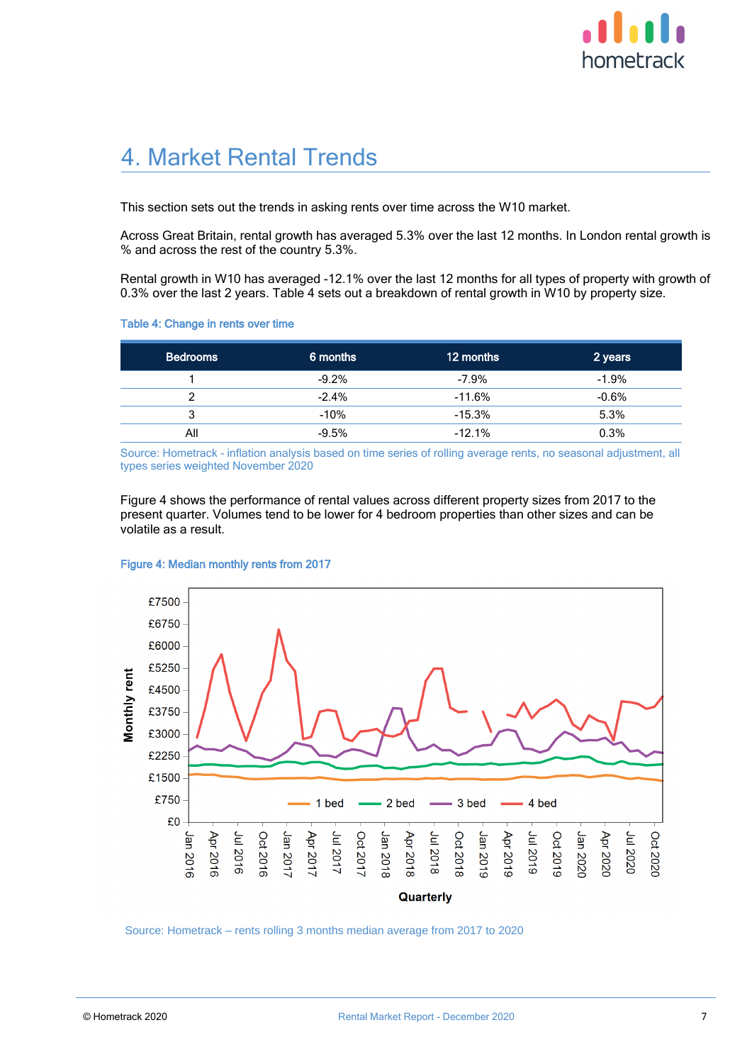# 4. Market Rental Trends

This section sets out the trends in asking rents over time across the W10 market.

Across Great Britain, rental growth has averaged 5.3% over the last 12 months. In London rental growth is % and across the rest of the country 5.3%.

Rental growth in W10 has averaged -12.1% over the last 12 months for all types of property with growth of 0.3% over the last 2 years. Table 4 sets out a breakdown of rental growth in W10 by property size.

Table 4: Change in rents over time

| Bedrooms | 6 months | 12 months | 2 years |
|---|---|---|---|
| 1 | -9.2% | -7.9% | -1.9% |
| 2 | -2.4% | -11.6% | -0.6% |
| 3 | -10% | -15.3% | 5.3% |
| All | -9.5% | -12.1% | 0.3% |

Source: Hometrack - inflation analysis based on time series of rolling average rents, no seasonal adjustment, all types series weighted November 2020

Figure 4 shows the performance of rental values across different property sizes from 2017 to the present quarter. Volumes tend to be lower for 4 bedroom properties than other sizes and can be volatile as a result.

Figure 4: Median monthly rents from 2017

Source: Hometrack – rents rolling 3 months median average from 2017 to 2020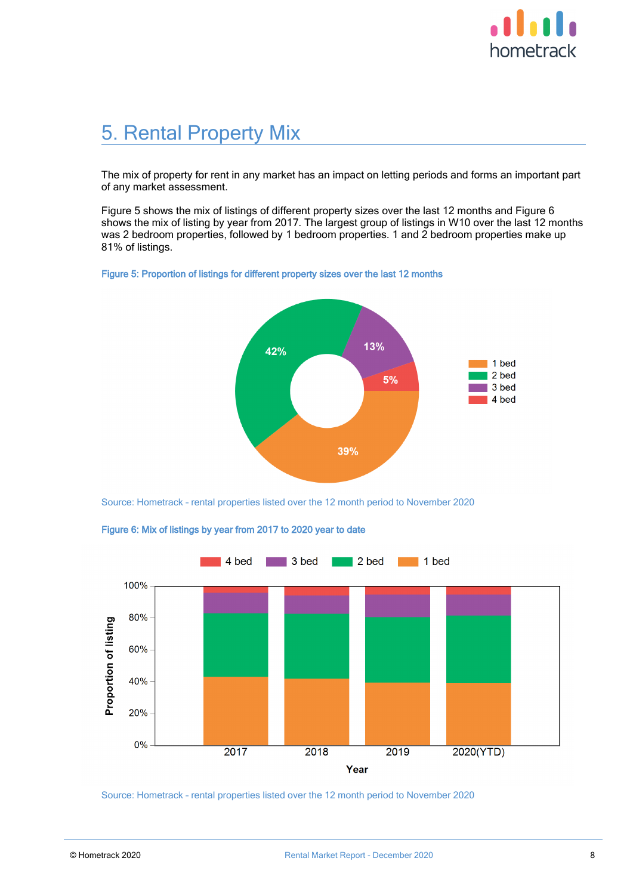# 5. Rental Property Mix

The mix of property for rent in any market has an impact on letting periods and forms an important part of any market assessment.

Figure 5 shows the mix of listings of different property sizes over the last 12 months and Figure 6 shows the mix of listing by year from 2017. The largest group of listings in W10 over the last 12 months was 2 bedroom properties, followed by 1 bedroom properties. 1 and 2 bedroom properties make up 81% of listings.

Figure 5: Proportion of listings for different property sizes over the last 12 months

| Property size | Proportion |
|---|---|
| 1 bed | 39% |
| 2 bed | 42% |
| 3 bed | 13% |
| 4 bed | 5% |

Source: Hometrack - rental properties listed over the 12 month period to November 2020

Figure 6: Mix of listings by year from 2017 to 2020 year to date

Source: Hometrack - rental properties listed over the 12 month period to November 2020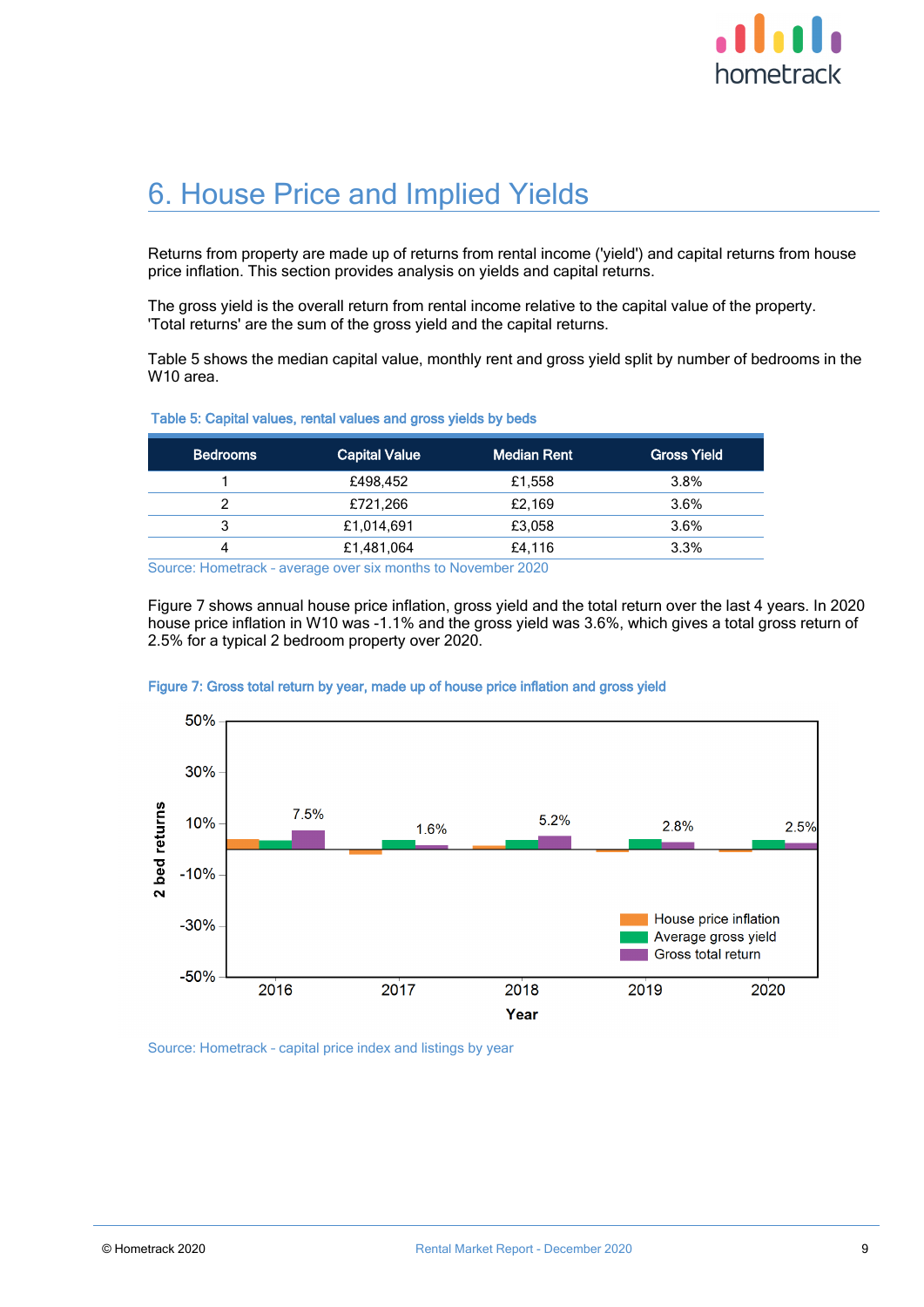# 6. House Price and Implied Yields

Returns from property are made up of returns from rental income ('yield') and capital returns from house price inflation. This section provides analysis on yields and capital returns.

The gross yield is the overall return from rental income relative to the capital value of the property. 'Total returns' are the sum of the gross yield and the capital returns.

Table 5 shows the median capital value, monthly rent and gross yield split by number of bedrooms in the W10 area.

Table 5: Capital values, rental values and gross yields by beds

| Bedrooms | Capital Value | Median Rent | Gross Yield |
|---|---|---|---|
| 1 | £498,452 | £1,558 | 3.8% |
| 2 | £721,266 | £2,169 | 3.6% |
| 3 | £1,014,691 | £3,058 | 3.6% |
| 4 | £1,481,064 | £4,116 | 3.3% |

Source: Hometrack - average over six months to November 2020

Figure 7 shows annual house price inflation, gross yield and the total return over the last 4 years. In 2020 house price inflation in W10 was -1.1% and the gross yield was 3.6%, which gives a total gross return of 2.5% for a typical 2 bedroom property over 2020.

Figure 7: Gross total return by year, made up of house price inflation and gross yield

| Year | Gross total return |
|---|---|
| 2016 | 7.5% |
| 2017 | 1.6% |
| 2018 | 5.2% |
| 2019 | 2.8% |
| 2020 | 2.5% |

Source: Hometrack - capital price index and listings by year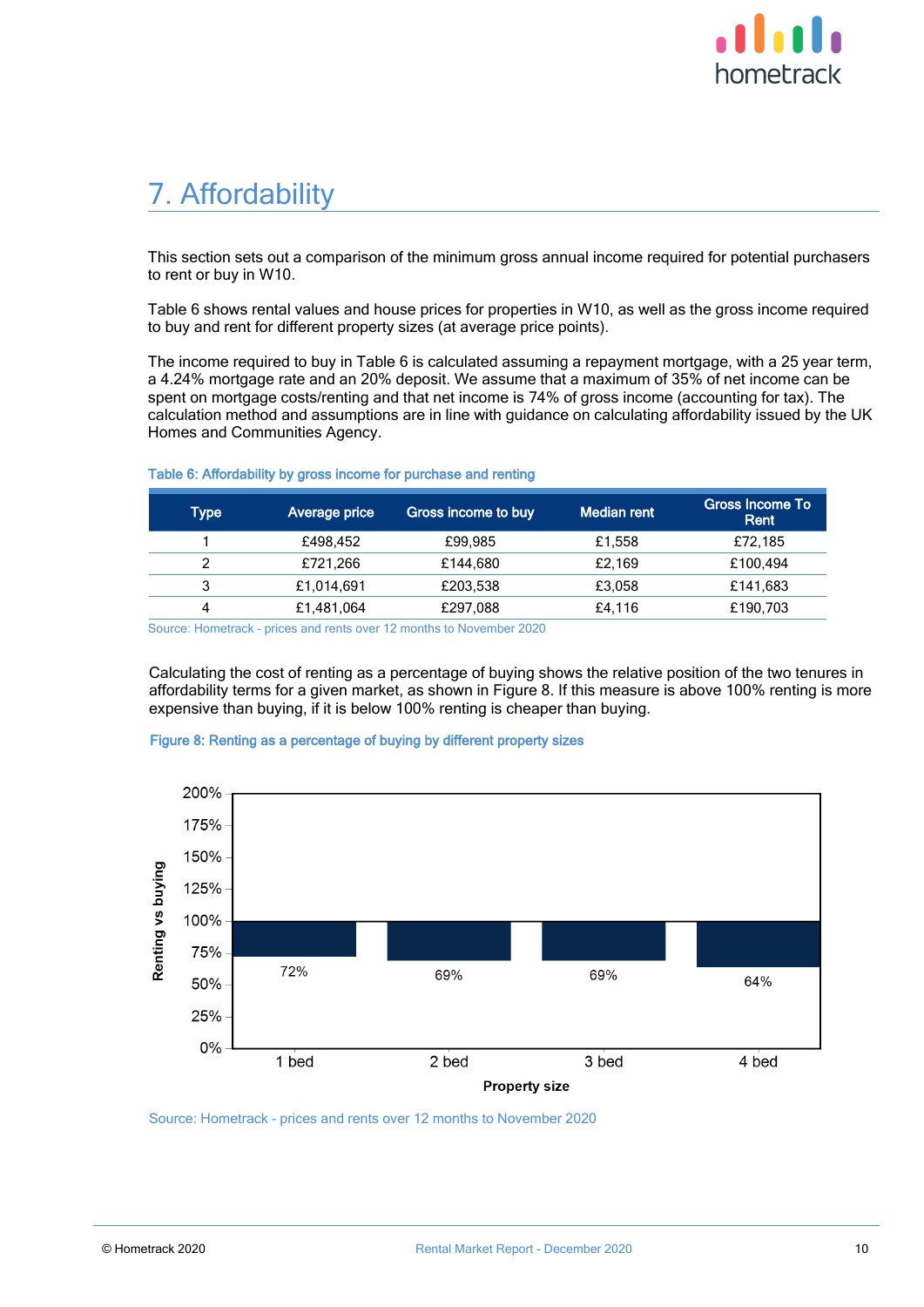# 7. Affordability

This section sets out a comparison of the minimum gross annual income required for potential purchasers to rent or buy in W10.

Table 6 shows rental values and house prices for properties in W10, as well as the gross income required to buy and rent for different property sizes (at average price points).

The income required to buy in Table 6 is calculated assuming a repayment mortgage, with a 25 year term, a 4.24% mortgage rate and an 20% deposit. We assume that a maximum of 35% of net income can be spent on mortgage costs/renting and that net income is 74% of gross income (accounting for tax). The calculation method and assumptions are in line with guidance on calculating affordability issued by the UK Homes and Communities Agency.

Table 6: Affordability by gross income for purchase and renting

| Type | Average price | Gross income to buy | Median rent | Gross Income To Rent |
|---|---|---|---|---|
| 1 | £498,452 | £99,985 | £1,558 | £72,185 |
| 2 | £721,266 | £144,680 | £2,169 | £100,494 |
| 3 | £1,014,691 | £203,538 | £3,058 | £141,683 |
| 4 | £1,481,064 | £297,088 | £4,116 | £190,703 |

Source: Hometrack - prices and rents over 12 months to November 2020

Calculating the cost of renting as a percentage of buying shows the relative position of the two tenures in affordability terms for a given market, as shown in Figure 8. If this measure is above 100% renting is more expensive than buying, if it is below 100% renting is cheaper than buying.

Figure 8: Renting as a percentage of buying by different property sizes

| Property size | Renting vs buying |
|---|---|
| 1 bed | 72% |
| 2 bed | 69% |
| 3 bed | 69% |
| 4 bed | 64% |

Source: Hometrack - prices and rents over 12 months to November 2020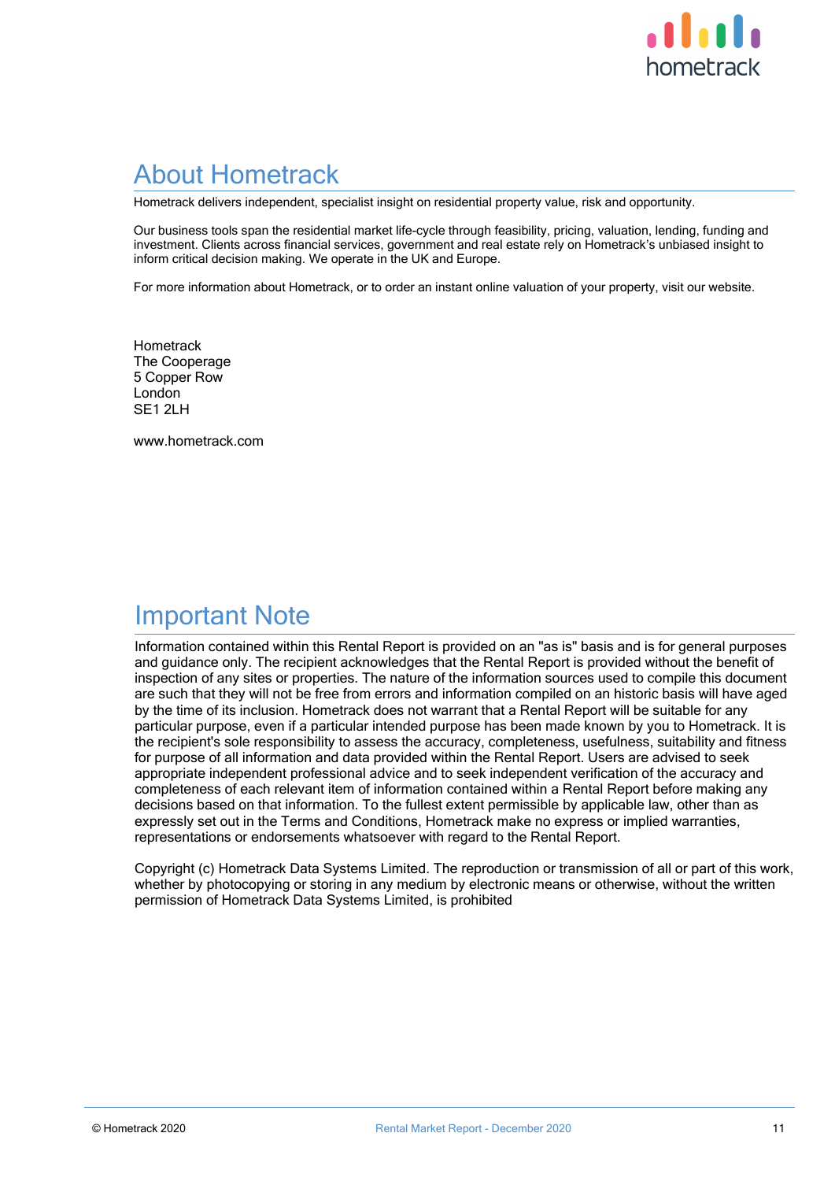# About Hometrack

Hometrack delivers independent, specialist insight on residential property value, risk and opportunity.

Our business tools span the residential market life-cycle through feasibility, pricing, valuation, lending, funding and investment. Clients across financial services, government and real estate rely on Hometrack's unbiased insight to inform critical decision making. We operate in the UK and Europe.

For more information about Hometrack, or to order an instant online valuation of your property, visit our website.

Hometrack
The Cooperage
5 Copper Row
London
SE1 2LH

www.hometrack.com

# Important Note

Information contained within this Rental Report is provided on an "as is" basis and is for general purposes and guidance only. The recipient acknowledges that the Rental Report is provided without the benefit of inspection of any sites or properties. The nature of the information sources used to compile this document are such that they will not be free from errors and information compiled on an historic basis will have aged by the time of its inclusion. Hometrack does not warrant that a Rental Report will be suitable for any particular purpose, even if a particular intended purpose has been made known by you to Hometrack. It is the recipient's sole responsibility to assess the accuracy, completeness, usefulness, suitability and fitness for purpose of all information and data provided within the Rental Report. Users are advised to seek appropriate independent professional advice and to seek independent verification of the accuracy and completeness of each relevant item of information contained within a Rental Report before making any decisions based on that information. To the fullest extent permissible by applicable law, other than as expressly set out in the Terms and Conditions, Hometrack make no express or implied warranties, representations or endorsements whatsoever with regard to the Rental Report.

Copyright (c) Hometrack Data Systems Limited. The reproduction or transmission of all or part of this work, whether by photocopying or storing in any medium by electronic means or otherwise, without the written permission of Hometrack Data Systems Limited, is prohibited